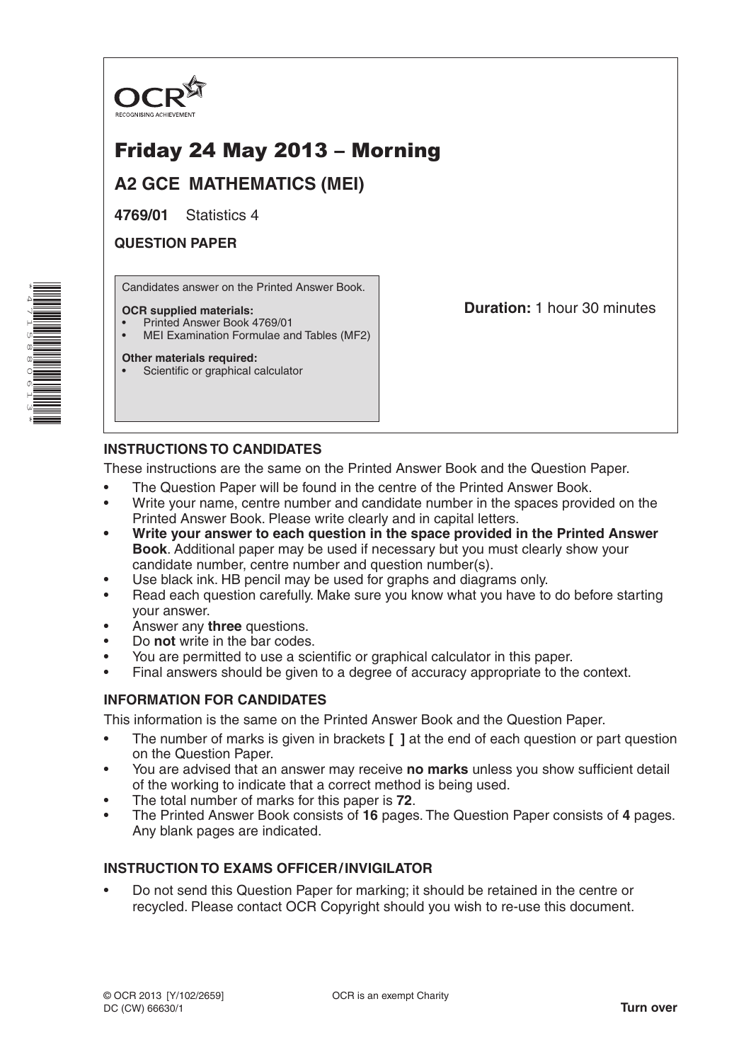OCR
RECOGNISING ACHIEVEMENT

# Friday 24 May 2013 – Morning

## A2 GCE MATHEMATICS (MEI)

**4769/01** Statistics 4

**QUESTION PAPER**

Candidates answer on the Printed Answer Book.

**OCR supplied materials:**
- Printed Answer Book 4769/01
- MEI Examination Formulae and Tables (MF2)

**Other materials required:**
- Scientific or graphical calculator

**Duration:** 1 hour 30 minutes

### INSTRUCTIONS TO CANDIDATES

These instructions are the same on the Printed Answer Book and the Question Paper.

- The Question Paper will be found in the centre of the Printed Answer Book.
- Write your name, centre number and candidate number in the spaces provided on the Printed Answer Book. Please write clearly and in capital letters.
- **Write your answer to each question in the space provided in the Printed Answer Book**. Additional paper may be used if necessary but you must clearly show your candidate number, centre number and question number(s).
- Use black ink. HB pencil may be used for graphs and diagrams only.
- Read each question carefully. Make sure you know what you have to do before starting your answer.
- Answer any **three** questions.
- Do **not** write in the bar codes.
- You are permitted to use a scientific or graphical calculator in this paper.
- Final answers should be given to a degree of accuracy appropriate to the context.

### INFORMATION FOR CANDIDATES

This information is the same on the Printed Answer Book and the Question Paper.

- The number of marks is given in brackets **[ ]** at the end of each question or part question on the Question Paper.
- You are advised that an answer may receive **no marks** unless you show sufficient detail of the working to indicate that a correct method is being used.
- The total number of marks for this paper is **72**.
- The Printed Answer Book consists of **16** pages. The Question Paper consists of **4** pages. Any blank pages are indicated.

### INSTRUCTION TO EXAMS OFFICER / INVIGILATOR

- Do not send this Question Paper for marking; it should be retained in the centre or recycled. Please contact OCR Copyright should you wish to re-use this document.

© OCR 2013 [Y/102/2659]
DC (CW) 66630/1

OCR is an exempt Charity

**Turn over**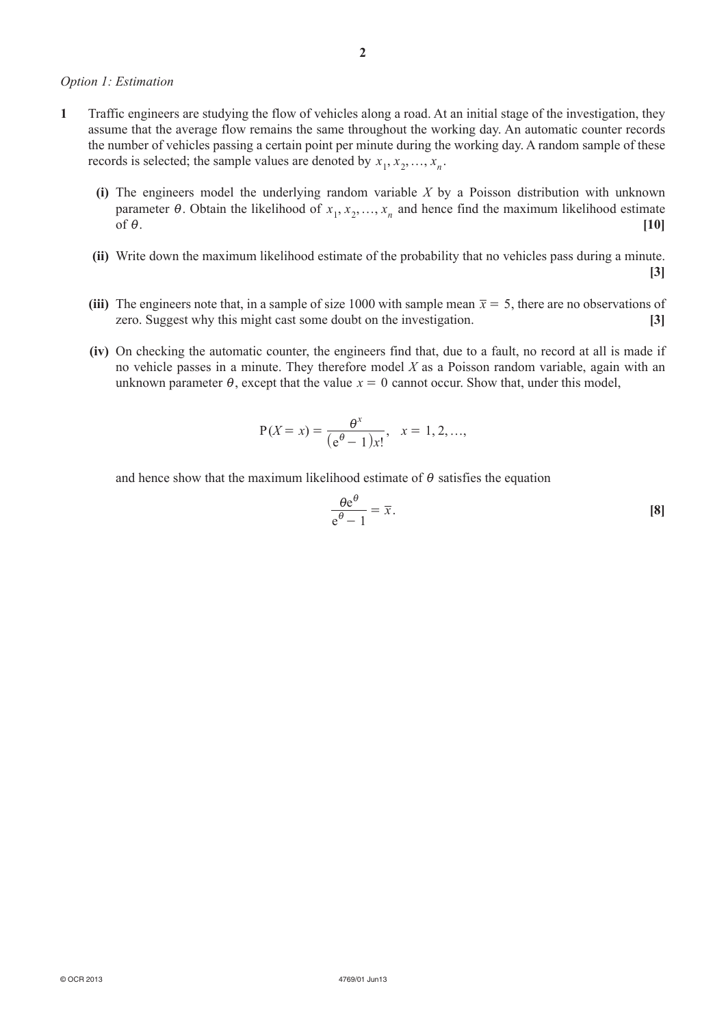*Option 1: Estimation*

**1** Traffic engineers are studying the flow of vehicles along a road. At an initial stage of the investigation, they assume that the average flow remains the same throughout the working day. An automatic counter records the number of vehicles passing a certain point per minute during the working day. A random sample of these records is selected; the sample values are denoted by $x_1, x_2, \ldots, x_n$.

**(i)** The engineers model the underlying random variable $X$ by a Poisson distribution with unknown parameter $\theta$. Obtain the likelihood of $x_1, x_2, \ldots, x_n$ and hence find the maximum likelihood estimate of $\theta$. **[10]**

**(ii)** Write down the maximum likelihood estimate of the probability that no vehicles pass during a minute. **[3]**

**(iii)** The engineers note that, in a sample of size 1000 with sample mean $\bar{x} = 5$, there are no observations of zero. Suggest why this might cast some doubt on the investigation. **[3]**

**(iv)** On checking the automatic counter, the engineers find that, due to a fault, no record at all is made if no vehicle passes in a minute. They therefore model $X$ as a Poisson random variable, again with an unknown parameter $\theta$, except that the value $x = 0$ cannot occur. Show that, under this model,

$$\mathrm{P}(X = x) = \frac{\theta^x}{(\mathrm{e}^\theta - 1)x!}, \quad x = 1, 2, \ldots,$$

and hence show that the maximum likelihood estimate of $\theta$ satisfies the equation

$$\frac{\theta \mathrm{e}^\theta}{\mathrm{e}^\theta - 1} = \bar{x}.$$ **[8]**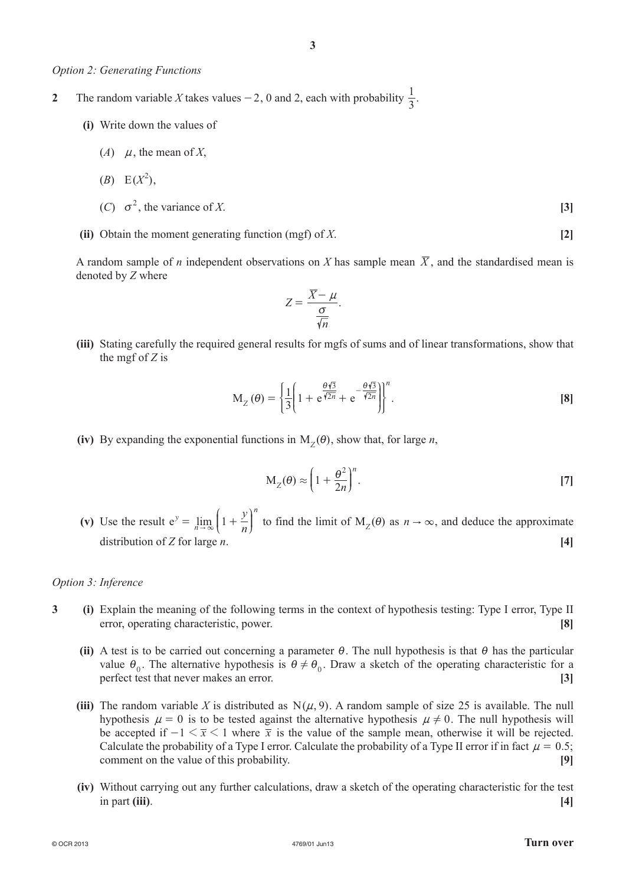*Option 2: Generating Functions*

**2** The random variable $X$ takes values $-2$, 0 and 2, each with probability $\frac{1}{3}$.

**(i)** Write down the values of

($A$) $\mu$, the mean of $X$,

($B$) $\mathrm{E}(X^2)$,

($C$) $\sigma^2$, the variance of $X$. **[3]**

**(ii)** Obtain the moment generating function (mgf) of $X$. **[2]**

A random sample of $n$ independent observations on $X$ has sample mean $\overline{X}$, and the standardised mean is denoted by $Z$ where

$$Z = \frac{\overline{X} - \mu}{\frac{\sigma}{\sqrt{n}}}.$$

**(iii)** Stating carefully the required general results for mgfs of sums and of linear transformations, show that the mgf of $Z$ is

$$\mathrm{M}_Z(\theta) = \left\{ \frac{1}{3}\left( 1 + \mathrm{e}^{\frac{\theta\sqrt{3}}{\sqrt{2n}}} + \mathrm{e}^{-\frac{\theta\sqrt{3}}{\sqrt{2n}}} \right) \right\}^n. \quad \textbf{[8]}$$

**(iv)** By expanding the exponential functions in $\mathrm{M}_Z(\theta)$, show that, for large $n$,

$$\mathrm{M}_Z(\theta) \approx \left( 1 + \frac{\theta^2}{2n} \right)^n. \quad \textbf{[7]}$$

**(v)** Use the result $\mathrm{e}^y = \lim_{n \to \infty} \left( 1 + \frac{y}{n} \right)^n$ to find the limit of $\mathrm{M}_Z(\theta)$ as $n \to \infty$, and deduce the approximate distribution of $Z$ for large $n$. **[4]**

*Option 3: Inference*

**3** **(i)** Explain the meaning of the following terms in the context of hypothesis testing: Type I error, Type II error, operating characteristic, power. **[8]**

**(ii)** A test is to be carried out concerning a parameter $\theta$. The null hypothesis is that $\theta$ has the particular value $\theta_0$. The alternative hypothesis is $\theta \neq \theta_0$. Draw a sketch of the operating characteristic for a perfect test that never makes an error. **[3]**

**(iii)** The random variable $X$ is distributed as $\mathrm{N}(\mu, 9)$. A random sample of size 25 is available. The null hypothesis $\mu = 0$ is to be tested against the alternative hypothesis $\mu \neq 0$. The null hypothesis will be accepted if $-1 < \bar{x} < 1$ where $\bar{x}$ is the value of the sample mean, otherwise it will be rejected. Calculate the probability of a Type I error. Calculate the probability of a Type II error if in fact $\mu = 0.5$; comment on the value of this probability. **[9]**

**(iv)** Without carrying out any further calculations, draw a sketch of the operating characteristic for the test in part **(iii)**. **[4]**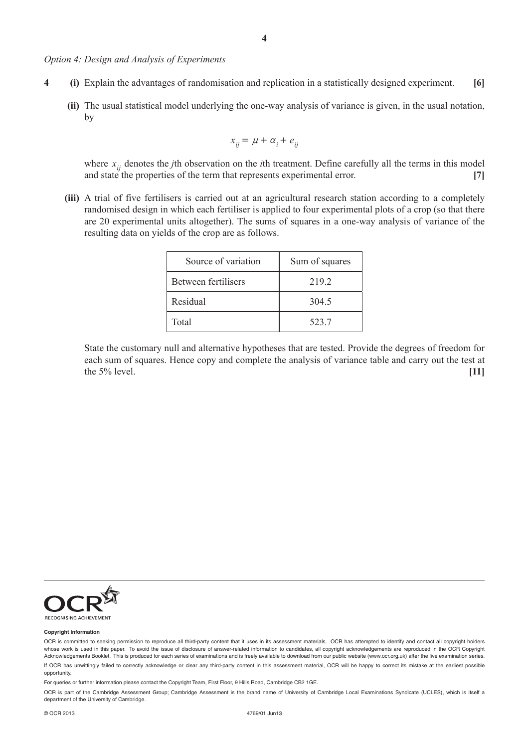*Option 4: Design and Analysis of Experiments*

**4** **(i)** Explain the advantages of randomisation and replication in a statistically designed experiment. **[6]**

**(ii)** The usual statistical model underlying the one-way analysis of variance is given, in the usual notation, by

$$x_{ij} = \mu + \alpha_i + e_{ij}$$

where $x_{ij}$ denotes the $j$th observation on the $i$th treatment. Define carefully all the terms in this model and state the properties of the term that represents experimental error. **[7]**

**(iii)** A trial of five fertilisers is carried out at an agricultural research station according to a completely randomised design in which each fertiliser is applied to four experimental plots of a crop (so that there are 20 experimental units altogether). The sums of squares in a one-way analysis of variance of the resulting data on yields of the crop are as follows.

| Source of variation | Sum of squares |
|---|---|
| Between fertilisers | 219.2 |
| Residual | 304.5 |
| Total | 523.7 |

State the customary null and alternative hypotheses that are tested. Provide the degrees of freedom for each sum of squares. Hence copy and complete the analysis of variance table and carry out the test at the 5% level. **[11]**

**Copyright Information**

OCR is committed to seeking permission to reproduce all third-party content that it uses in its assessment materials. OCR has attempted to identify and contact all copyright holders whose work is used in this paper. To avoid the issue of disclosure of answer-related information to candidates, all copyright acknowledgements are reproduced in the OCR Copyright Acknowledgements Booklet. This is produced for each series of examinations and is freely available to download from our public website (www.ocr.org.uk) after the live examination series.

If OCR has unwittingly failed to correctly acknowledge or clear any third-party content in this assessment material, OCR will be happy to correct its mistake at the earliest possible opportunity.

For queries or further information please contact the Copyright Team, First Floor, 9 Hills Road, Cambridge CB2 1GE.

OCR is part of the Cambridge Assessment Group; Cambridge Assessment is the brand name of University of Cambridge Local Examinations Syndicate (UCLES), which is itself a department of the University of Cambridge.

© OCR 2013 4769/01 Jun13